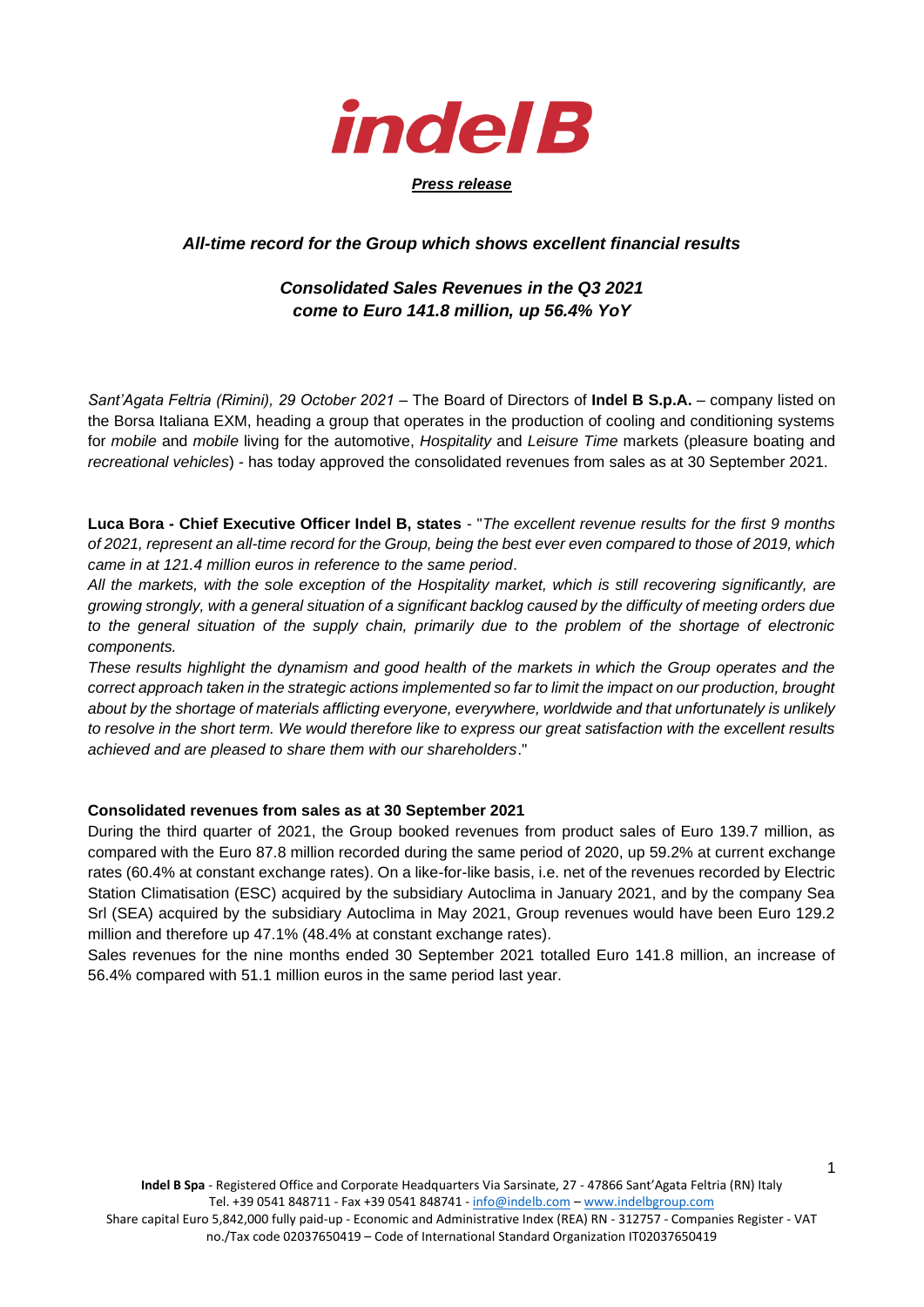**indel B**

***Press release***

***All-time record for the Group which shows excellent financial results***

***Consolidated Sales Revenues in the Q3 2021 come to Euro 141.8 million, up 56.4% YoY***

*Sant'Agata Feltria (Rimini), 29 October 2021* – The Board of Directors of **Indel B S.p.A.** – company listed on the Borsa Italiana EXM, heading a group that operates in the production of cooling and conditioning systems for *mobile* and *mobile* living for the automotive, *Hospitality* and *Leisure Time* markets (pleasure boating and *recreational vehicles*) - has today approved the consolidated revenues from sales as at 30 September 2021.

**Luca Bora - Chief Executive Officer Indel B, states** - "*The excellent revenue results for the first 9 months of 2021, represent an all-time record for the Group, being the best ever even compared to those of 2019, which came in at 121.4 million euros in reference to the same period*.
*All the markets, with the sole exception of the Hospitality market, which is still recovering significantly, are growing strongly, with a general situation of a significant backlog caused by the difficulty of meeting orders due to the general situation of the supply chain, primarily due to the problem of the shortage of electronic components.*
*These results highlight the dynamism and good health of the markets in which the Group operates and the correct approach taken in the strategic actions implemented so far to limit the impact on our production, brought about by the shortage of materials afflicting everyone, everywhere, worldwide and that unfortunately is unlikely to resolve in the short term. We would therefore like to express our great satisfaction with the excellent results achieved and are pleased to share them with our shareholders*."

**Consolidated revenues from sales as at 30 September 2021**

During the third quarter of 2021, the Group booked revenues from product sales of Euro 139.7 million, as compared with the Euro 87.8 million recorded during the same period of 2020, up 59.2% at current exchange rates (60.4% at constant exchange rates). On a like-for-like basis, i.e. net of the revenues recorded by Electric Station Climatisation (ESC) acquired by the subsidiary Autoclima in January 2021, and by the company Sea Srl (SEA) acquired by the subsidiary Autoclima in May 2021, Group revenues would have been Euro 129.2 million and therefore up 47.1% (48.4% at constant exchange rates).

Sales revenues for the nine months ended 30 September 2021 totalled Euro 141.8 million, an increase of 56.4% compared with 51.1 million euros in the same period last year.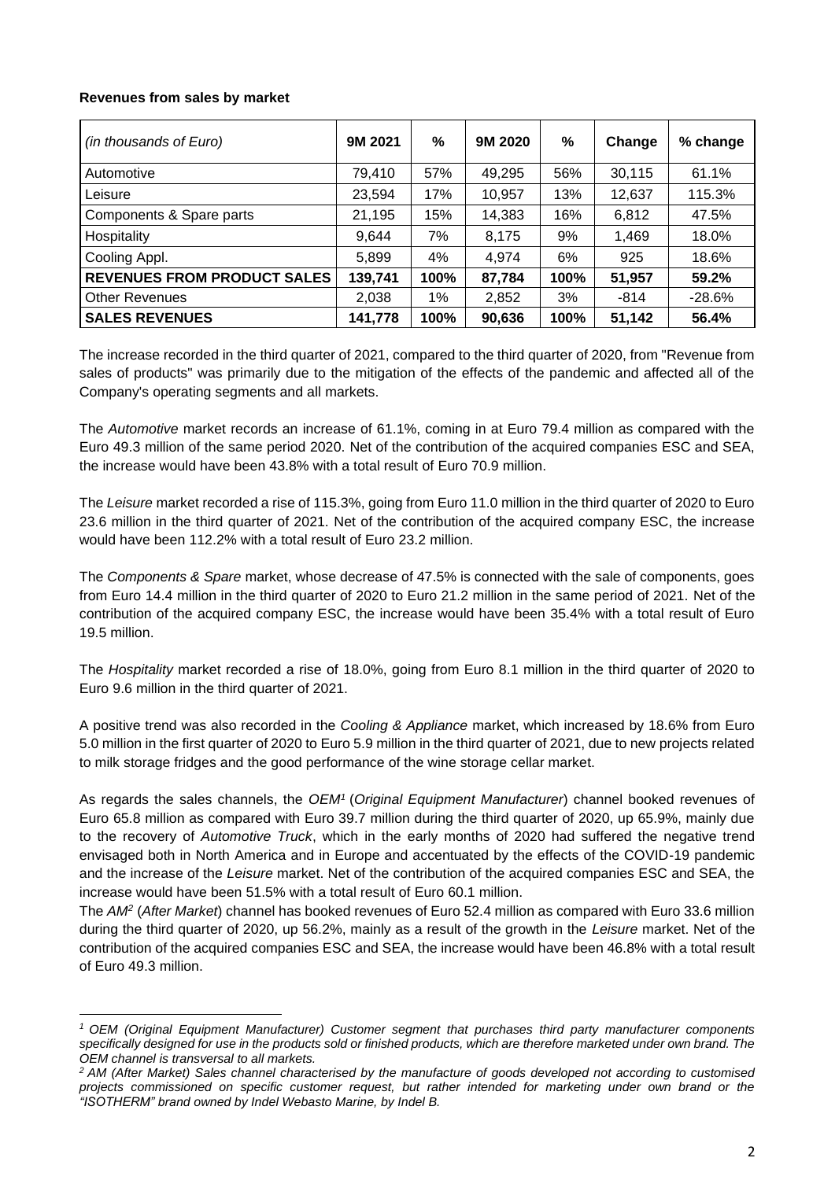**Revenues from sales by market**

| *(in thousands of Euro)* | 9M 2021 | % | 9M 2020 | % | Change | % change |
|---|---|---|---|---|---|---|
| Automotive | 79,410 | 57% | 49,295 | 56% | 30,115 | 61.1% |
| Leisure | 23,594 | 17% | 10,957 | 13% | 12,637 | 115.3% |
| Components & Spare parts | 21,195 | 15% | 14,383 | 16% | 6,812 | 47.5% |
| Hospitality | 9,644 | 7% | 8,175 | 9% | 1,469 | 18.0% |
| Cooling Appl. | 5,899 | 4% | 4,974 | 6% | 925 | 18.6% |
| **REVENUES FROM PRODUCT SALES** | **139,741** | **100%** | **87,784** | **100%** | **51,957** | **59.2%** |
| Other Revenues | 2,038 | 1% | 2,852 | 3% | -814 | -28.6% |
| **SALES REVENUES** | **141,778** | **100%** | **90,636** | **100%** | **51,142** | **56.4%** |

The increase recorded in the third quarter of 2021, compared to the third quarter of 2020, from "Revenue from sales of products" was primarily due to the mitigation of the effects of the pandemic and affected all of the Company's operating segments and all markets.

The *Automotive* market records an increase of 61.1%, coming in at Euro 79.4 million as compared with the Euro 49.3 million of the same period 2020. Net of the contribution of the acquired companies ESC and SEA, the increase would have been 43.8% with a total result of Euro 70.9 million.

The *Leisure* market recorded a rise of 115.3%, going from Euro 11.0 million in the third quarter of 2020 to Euro 23.6 million in the third quarter of 2021. Net of the contribution of the acquired company ESC, the increase would have been 112.2% with a total result of Euro 23.2 million.

The *Components & Spare* market, whose decrease of 47.5% is connected with the sale of components, goes from Euro 14.4 million in the third quarter of 2020 to Euro 21.2 million in the same period of 2021. Net of the contribution of the acquired company ESC, the increase would have been 35.4% with a total result of Euro 19.5 million.

The *Hospitality* market recorded a rise of 18.0%, going from Euro 8.1 million in the third quarter of 2020 to Euro 9.6 million in the third quarter of 2021.

A positive trend was also recorded in the *Cooling & Appliance* market, which increased by 18.6% from Euro 5.0 million in the first quarter of 2020 to Euro 5.9 million in the third quarter of 2021, due to new projects related to milk storage fridges and the good performance of the wine storage cellar market.

As regards the sales channels, the *OEM*[1] (*Original Equipment Manufacturer*) channel booked revenues of Euro 65.8 million as compared with Euro 39.7 million during the third quarter of 2020, up 65.9%, mainly due to the recovery of *Automotive Truck*, which in the early months of 2020 had suffered the negative trend envisaged both in North America and in Europe and accentuated by the effects of the COVID-19 pandemic and the increase of the *Leisure* market. Net of the contribution of the acquired companies ESC and SEA, the increase would have been 51.5% with a total result of Euro 60.1 million.
The *AM*[2] (*After Market*) channel has booked revenues of Euro 52.4 million as compared with Euro 33.6 million during the third quarter of 2020, up 56.2%, mainly as a result of the growth in the *Leisure* market. Net of the contribution of the acquired companies ESC and SEA, the increase would have been 46.8% with a total result of Euro 49.3 million.

---

*[1] OEM (Original Equipment Manufacturer) Customer segment that purchases third party manufacturer components specifically designed for use in the products sold or finished products, which are therefore marketed under own brand. The OEM channel is transversal to all markets.*

*[2] AM (After Market) Sales channel characterised by the manufacture of goods developed not according to customised projects commissioned on specific customer request, but rather intended for marketing under own brand or the "ISOTHERM" brand owned by Indel Webasto Marine, by Indel B.*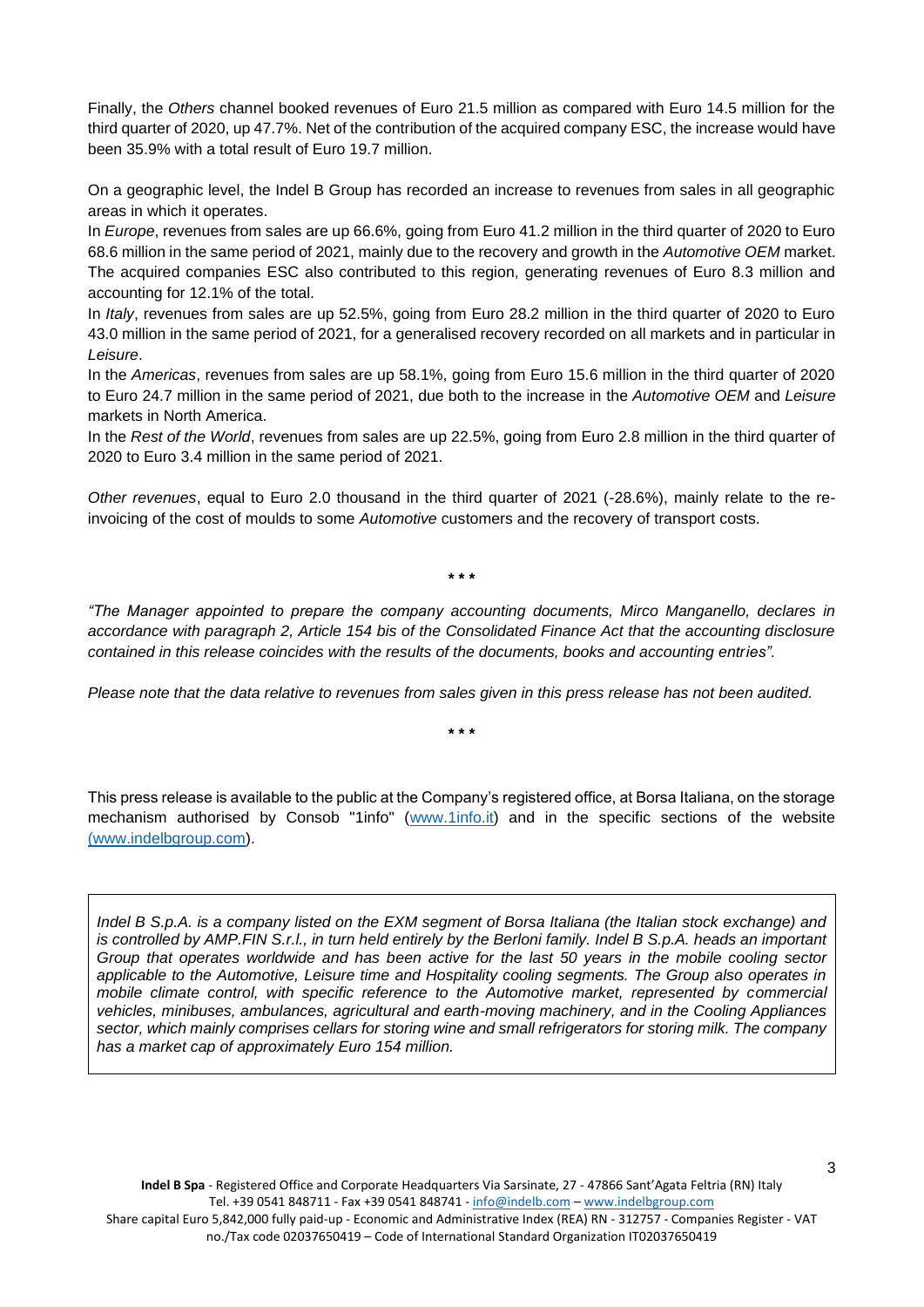Finally, the *Others* channel booked revenues of Euro 21.5 million as compared with Euro 14.5 million for the third quarter of 2020, up 47.7%. Net of the contribution of the acquired company ESC, the increase would have been 35.9% with a total result of Euro 19.7 million.

On a geographic level, the Indel B Group has recorded an increase to revenues from sales in all geographic areas in which it operates.

In *Europe*, revenues from sales are up 66.6%, going from Euro 41.2 million in the third quarter of 2020 to Euro 68.6 million in the same period of 2021, mainly due to the recovery and growth in the *Automotive OEM* market. The acquired companies ESC also contributed to this region, generating revenues of Euro 8.3 million and accounting for 12.1% of the total.

In *Italy*, revenues from sales are up 52.5%, going from Euro 28.2 million in the third quarter of 2020 to Euro 43.0 million in the same period of 2021, for a generalised recovery recorded on all markets and in particular in *Leisure*.

In the *Americas*, revenues from sales are up 58.1%, going from Euro 15.6 million in the third quarter of 2020 to Euro 24.7 million in the same period of 2021, due both to the increase in the *Automotive OEM* and *Leisure* markets in North America.

In the *Rest of the World*, revenues from sales are up 22.5%, going from Euro 2.8 million in the third quarter of 2020 to Euro 3.4 million in the same period of 2021.

*Other revenues*, equal to Euro 2.0 thousand in the third quarter of 2021 (-28.6%), mainly relate to the re-invoicing of the cost of moulds to some *Automotive* customers and the recovery of transport costs.

\* \* \*

*"The Manager appointed to prepare the company accounting documents, Mirco Manganello, declares in accordance with paragraph 2, Article 154 bis of the Consolidated Finance Act that the accounting disclosure contained in this release coincides with the results of the documents, books and accounting entries".*

*Please note that the data relative to revenues from sales given in this press release has not been audited.*

\* \* \*

This press release is available to the public at the Company's registered office, at Borsa Italiana, on the storage mechanism authorised by Consob "1info" (www.1info.it) and in the specific sections of the website (www.indelbgroup.com).

*Indel B S.p.A. is a company listed on the EXM segment of Borsa Italiana (the Italian stock exchange) and is controlled by AMP.FIN S.r.l., in turn held entirely by the Berloni family. Indel B S.p.A. heads an important Group that operates worldwide and has been active for the last 50 years in the mobile cooling sector applicable to the Automotive, Leisure time and Hospitality cooling segments. The Group also operates in mobile climate control, with specific reference to the Automotive market, represented by commercial vehicles, minibuses, ambulances, agricultural and earth-moving machinery, and in the Cooling Appliances sector, which mainly comprises cellars for storing wine and small refrigerators for storing milk. The company has a market cap of approximately Euro 154 million.*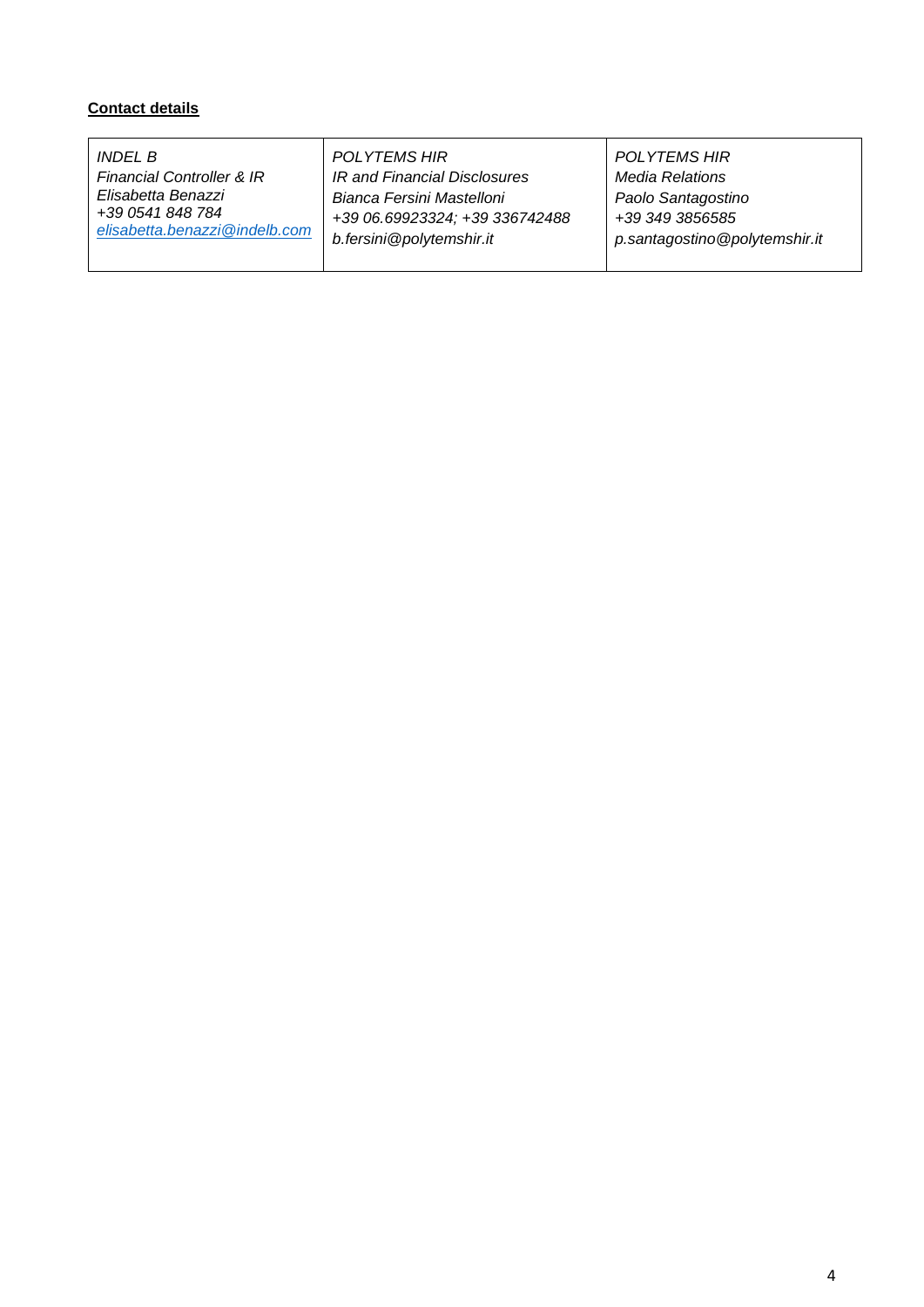**Contact details**

| | | |
|---|---|---|
| *INDEL B*<br>*Financial Controller & IR*<br>*Elisabetta Benazzi*<br>*+39 0541 848 784*<br>*elisabetta.benazzi@indelb.com* | *POLYTEMS HIR*<br>*IR and Financial Disclosures*<br>*Bianca Fersini Mastelloni*<br>*+39 06.69923324; +39 336742488*<br>*b.fersini@polytemshir.it* | *POLYTEMS HIR*<br>*Media Relations*<br>*Paolo Santagostino*<br>*+39 349 3856585*<br>*p.santagostino@polytemshir.it* |